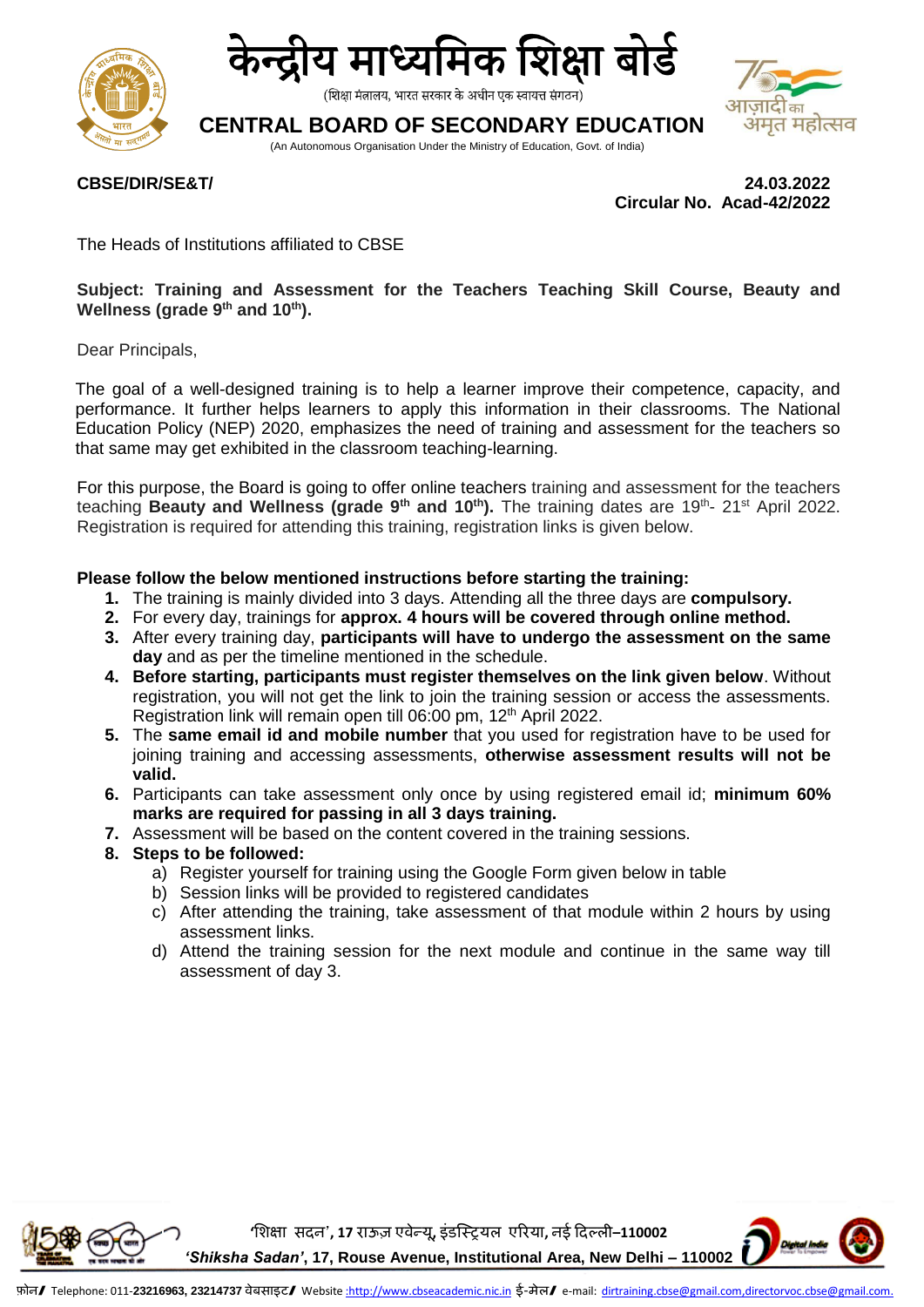# केन्द्रीय माध्यमिक शिक्षा बोर्ड

(शिक्षा मंत्रालय, भारत सरकार के अधीन एक स्वायत्त संगठन)

## CENTRAL BOARD OF SECONDARY EDUCATION

(An Autonomous Organisation Under the Ministry of Education, Govt. of India)

**CBSE/DIR/SE&T/** **24.03.2022**

**Circular No. Acad-42/2022**

The Heads of Institutions affiliated to CBSE

**Subject: Training and Assessment for the Teachers Teaching Skill Course, Beauty and Wellness (grade 9th and 10th).**

Dear Principals,

The goal of a well-designed training is to help a learner improve their competence, capacity, and performance. It further helps learners to apply this information in their classrooms. The National Education Policy (NEP) 2020, emphasizes the need of training and assessment for the teachers so that same may get exhibited in the classroom teaching-learning.

For this purpose, the Board is going to offer online teachers training and assessment for the teachers teaching **Beauty and Wellness (grade 9th and 10th).** The training dates are 19th- 21st April 2022. Registration is required for attending this training, registration links is given below.

**Please follow the below mentioned instructions before starting the training:**

1. The training is mainly divided into 3 days. Attending all the three days are **compulsory.**
2. For every day, trainings for **approx. 4 hours will be covered through online method.**
3. After every training day, **participants will have to undergo the assessment on the same day** and as per the timeline mentioned in the schedule.
4. **Before starting, participants must register themselves on the link given below**. Without registration, you will not get the link to join the training session or access the assessments. Registration link will remain open till 06:00 pm, 12th April 2022.
5. The **same email id and mobile number** that you used for registration have to be used for joining training and accessing assessments, **otherwise assessment results will not be valid.**
6. Participants can take assessment only once by using registered email id; **minimum 60% marks are required for passing in all 3 days training.**
7. Assessment will be based on the content covered in the training sessions.
8. **Steps to be followed:**
   a) Register yourself for training using the Google Form given below in table
   b) Session links will be provided to registered candidates
   c) After attending the training, take assessment of that module within 2 hours by using assessment links.
   d) Attend the training session for the next module and continue in the same way till assessment of day 3.

'शिक्षा सदन', 17 राऊज़ एवेन्यू, इंडस्ट्रियल एरिया, नई दिल्ली–110002

*'Shiksha Sadan'*, 17, Rouse Avenue, Institutional Area, New Delhi – 110002

फ़ोन/ Telephone: 011-23216963, 23214737 वेबसाइट/ Website :http://www.cbseacademic.nic.in ई-मेल/ e-mail: dirtraining.cbse@gmail.com,directorvoc.cbse@gmail.com.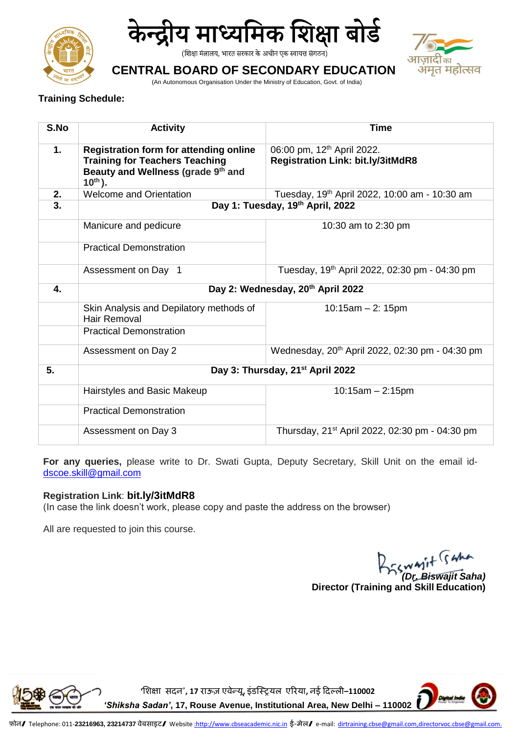**Training Schedule:**

| S.No | Activity | Time |
|---|---|---|
| **1.** | **Registration form for attending online Training for Teachers Teaching Beauty and Wellness (grade 9th and 10th ).** | 06:00 pm, 12th April 2022. **Registration Link: bit.ly/3itMdR8** |
| **2.** | Welcome and Orientation | Tuesday, 19th April 2022, 10:00 am - 10:30 am |
| **3.** | **Day 1: Tuesday, 19th April, 2022** | |
| | Manicure and pedicure | 10:30 am to 2:30 pm |
| | Practical Demonstration | |
| | Assessment on Day 1 | Tuesday, 19th April 2022, 02:30 pm - 04:30 pm |
| **4.** | **Day 2: Wednesday, 20th April 2022** | |
| | Skin Analysis and Depilatory methods of Hair Removal | 10:15am – 2: 15pm |
| | Practical Demonstration | |
| | Assessment on Day 2 | Wednesday, 20th April 2022, 02:30 pm - 04:30 pm |
| **5.** | **Day 3: Thursday, 21st April 2022** | |
| | Hairstyles and Basic Makeup | 10:15am – 2:15pm |
| | Practical Demonstration | |
| | Assessment on Day 3 | Thursday, 21st April 2022, 02:30 pm - 04:30 pm |

**For any queries,** please write to Dr. Swati Gupta, Deputy Secretary, Skill Unit on the email id- dscoe.skill@gmail.com

**Registration Link**: **bit.ly/3itMdR8**
(In case the link doesn't work, please copy and paste the address on the browser)

All are requested to join this course.

***(Dr. Biswajit Saha)***
**Director (Training and Skill Education)**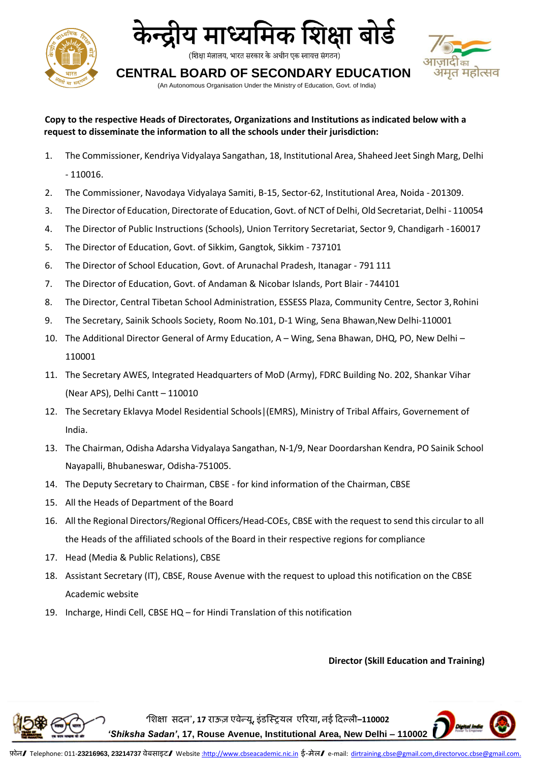**Copy to the respective Heads of Directorates, Organizations and Institutions as indicated below with a request to disseminate the information to all the schools under their jurisdiction:**

1. The Commissioner, Kendriya Vidyalaya Sangathan, 18, Institutional Area, Shaheed Jeet Singh Marg, Delhi - 110016.
2. The Commissioner, Navodaya Vidyalaya Samiti, B-15, Sector-62, Institutional Area, Noida - 201309.
3. The Director of Education, Directorate of Education, Govt. of NCT of Delhi, Old Secretariat, Delhi - 110054
4. The Director of Public Instructions (Schools), Union Territory Secretariat, Sector 9, Chandigarh -160017
5. The Director of Education, Govt. of Sikkim, Gangtok, Sikkim - 737101
6. The Director of School Education, Govt. of Arunachal Pradesh, Itanagar - 791 111
7. The Director of Education, Govt. of Andaman & Nicobar Islands, Port Blair - 744101
8. The Director, Central Tibetan School Administration, ESSESS Plaza, Community Centre, Sector 3, Rohini
9. The Secretary, Sainik Schools Society, Room No.101, D-1 Wing, Sena Bhawan,New Delhi-110001
10. The Additional Director General of Army Education, A – Wing, Sena Bhawan, DHQ, PO, New Delhi – 110001
11. The Secretary AWES, Integrated Headquarters of MoD (Army), FDRC Building No. 202, Shankar Vihar (Near APS), Delhi Cantt – 110010
12. The Secretary Eklavya Model Residential Schools|(EMRS), Ministry of Tribal Affairs, Governement of India.
13. The Chairman, Odisha Adarsha Vidyalaya Sangathan, N-1/9, Near Doordarshan Kendra, PO Sainik School Nayapalli, Bhubaneswar, Odisha-751005.
14. The Deputy Secretary to Chairman, CBSE - for kind information of the Chairman, CBSE
15. All the Heads of Department of the Board
16. All the Regional Directors/Regional Officers/Head-COEs, CBSE with the request to send this circular to all the Heads of the affiliated schools of the Board in their respective regions for compliance
17. Head (Media & Public Relations), CBSE
18. Assistant Secretary (IT), CBSE, Rouse Avenue with the request to upload this notification on the CBSE Academic website
19. Incharge, Hindi Cell, CBSE HQ – for Hindi Translation of this notification

**Director (Skill Education and Training)**